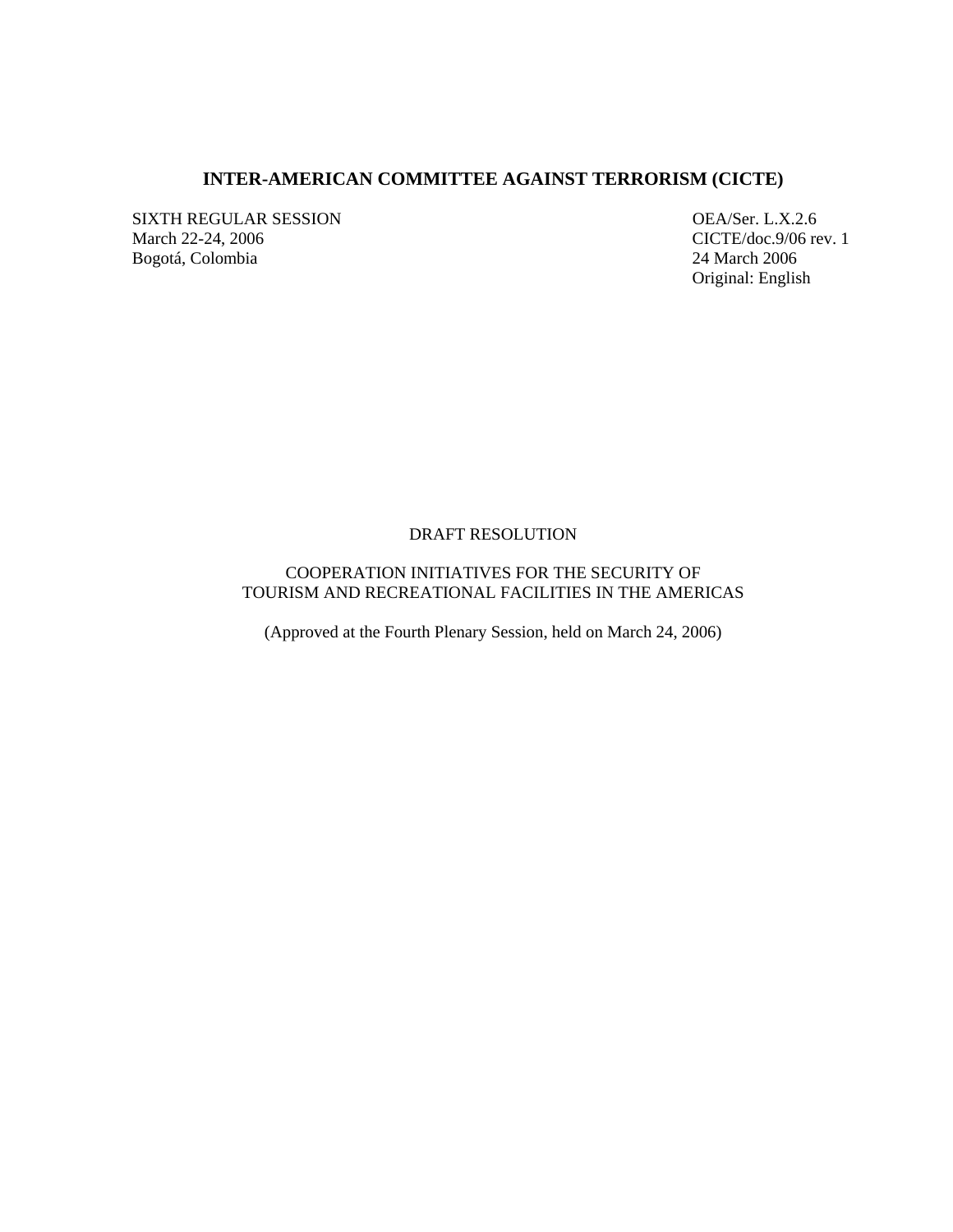# INTER-AMERICAN COMMITTEE AGAINST TERRORISM (CICTE)

SIXTH REGULAR SESSION
March 22-24, 2006
Bogotá, Colombia

OEA/Ser. L.X.2.6
CICTE/doc.9/06 rev. 1
24 March 2006
Original: English

DRAFT RESOLUTION

COOPERATION INITIATIVES FOR THE SECURITY OF
TOURISM AND RECREATIONAL FACILITIES IN THE AMERICAS

(Approved at the Fourth Plenary Session, held on March 24, 2006)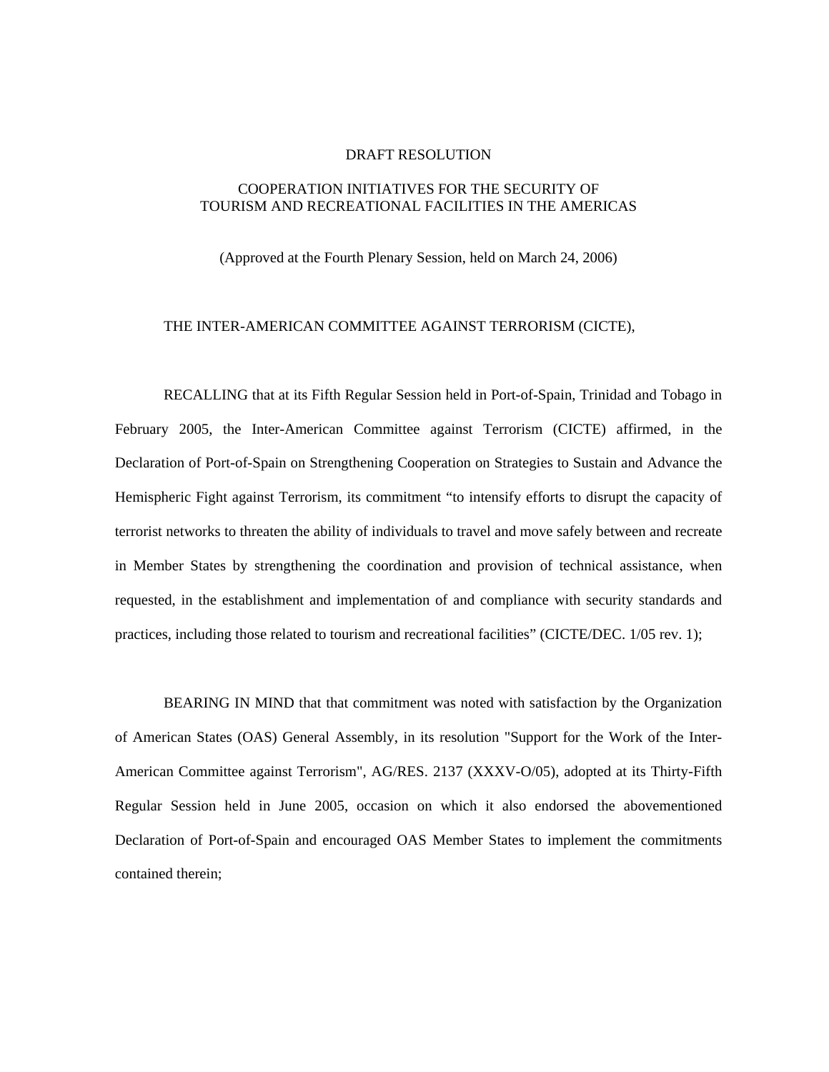DRAFT RESOLUTION

COOPERATION INITIATIVES FOR THE SECURITY OF
TOURISM AND RECREATIONAL FACILITIES IN THE AMERICAS

(Approved at the Fourth Plenary Session, held on March 24, 2006)

THE INTER-AMERICAN COMMITTEE AGAINST TERRORISM (CICTE),

RECALLING that at its Fifth Regular Session held in Port-of-Spain, Trinidad and Tobago in February 2005, the Inter-American Committee against Terrorism (CICTE) affirmed, in the Declaration of Port-of-Spain on Strengthening Cooperation on Strategies to Sustain and Advance the Hemispheric Fight against Terrorism, its commitment "to intensify efforts to disrupt the capacity of terrorist networks to threaten the ability of individuals to travel and move safely between and recreate in Member States by strengthening the coordination and provision of technical assistance, when requested, in the establishment and implementation of and compliance with security standards and practices, including those related to tourism and recreational facilities" (CICTE/DEC. 1/05 rev. 1);

BEARING IN MIND that that commitment was noted with satisfaction by the Organization of American States (OAS) General Assembly, in its resolution "Support for the Work of the Inter-American Committee against Terrorism", AG/RES. 2137 (XXXV-O/05), adopted at its Thirty-Fifth Regular Session held in June 2005, occasion on which it also endorsed the abovementioned Declaration of Port-of-Spain and encouraged OAS Member States to implement the commitments contained therein;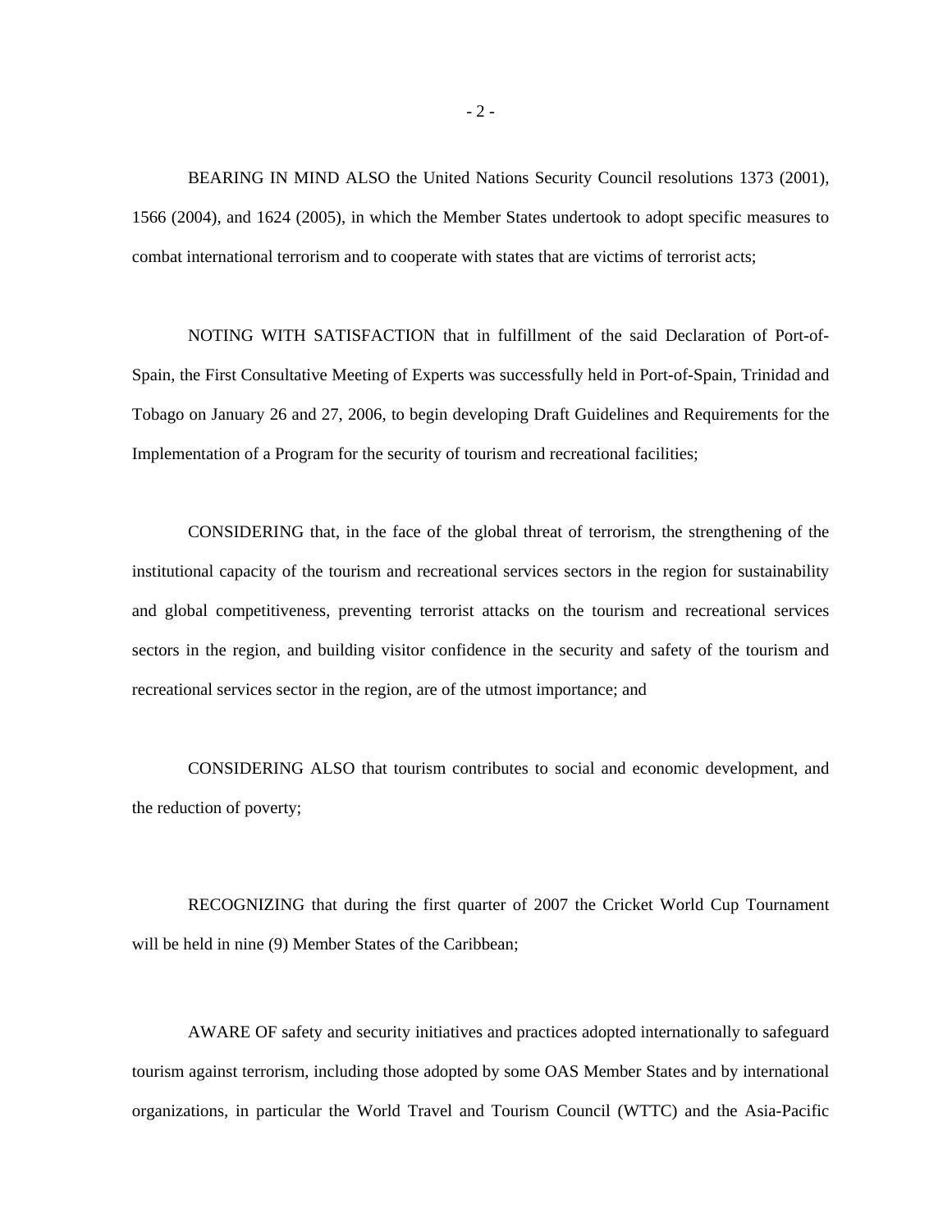BEARING IN MIND ALSO the United Nations Security Council resolutions 1373 (2001), 1566 (2004), and 1624 (2005), in which the Member States undertook to adopt specific measures to combat international terrorism and to cooperate with states that are victims of terrorist acts;

NOTING WITH SATISFACTION that in fulfillment of the said Declaration of Port-of-Spain, the First Consultative Meeting of Experts was successfully held in Port-of-Spain, Trinidad and Tobago on January 26 and 27, 2006, to begin developing Draft Guidelines and Requirements for the Implementation of a Program for the security of tourism and recreational facilities;

CONSIDERING that, in the face of the global threat of terrorism, the strengthening of the institutional capacity of the tourism and recreational services sectors in the region for sustainability and global competitiveness, preventing terrorist attacks on the tourism and recreational services sectors in the region, and building visitor confidence in the security and safety of the tourism and recreational services sector in the region, are of the utmost importance; and

CONSIDERING ALSO that tourism contributes to social and economic development, and the reduction of poverty;

RECOGNIZING that during the first quarter of 2007 the Cricket World Cup Tournament will be held in nine (9) Member States of the Caribbean;

AWARE OF safety and security initiatives and practices adopted internationally to safeguard tourism against terrorism, including those adopted by some OAS Member States and by international organizations, in particular the World Travel and Tourism Council (WTTC) and the Asia-Pacific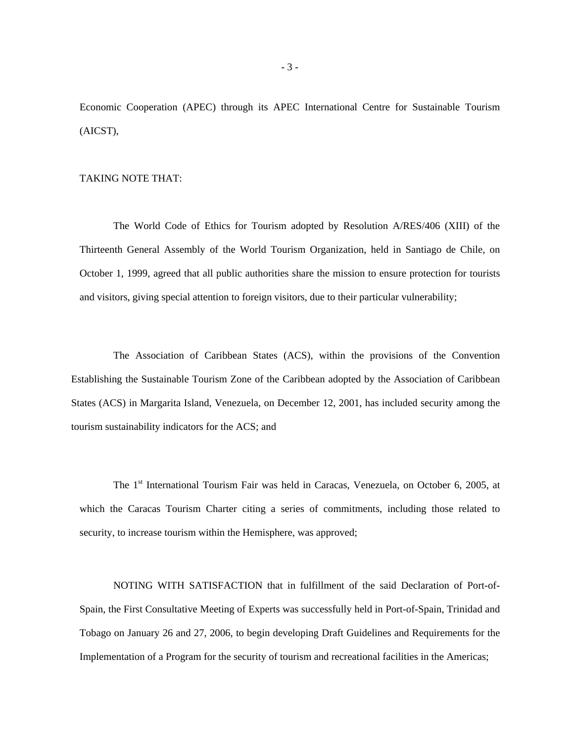Economic Cooperation (APEC) through its APEC International Centre for Sustainable Tourism (AICST),

TAKING NOTE THAT:

The World Code of Ethics for Tourism adopted by Resolution A/RES/406 (XIII) of the Thirteenth General Assembly of the World Tourism Organization, held in Santiago de Chile, on October 1, 1999, agreed that all public authorities share the mission to ensure protection for tourists and visitors, giving special attention to foreign visitors, due to their particular vulnerability;

The Association of Caribbean States (ACS), within the provisions of the Convention Establishing the Sustainable Tourism Zone of the Caribbean adopted by the Association of Caribbean States (ACS) in Margarita Island, Venezuela, on December 12, 2001, has included security among the tourism sustainability indicators for the ACS; and

The 1st International Tourism Fair was held in Caracas, Venezuela, on October 6, 2005, at which the Caracas Tourism Charter citing a series of commitments, including those related to security, to increase tourism within the Hemisphere, was approved;

NOTING WITH SATISFACTION that in fulfillment of the said Declaration of Port-of-Spain, the First Consultative Meeting of Experts was successfully held in Port-of-Spain, Trinidad and Tobago on January 26 and 27, 2006, to begin developing Draft Guidelines and Requirements for the Implementation of a Program for the security of tourism and recreational facilities in the Americas;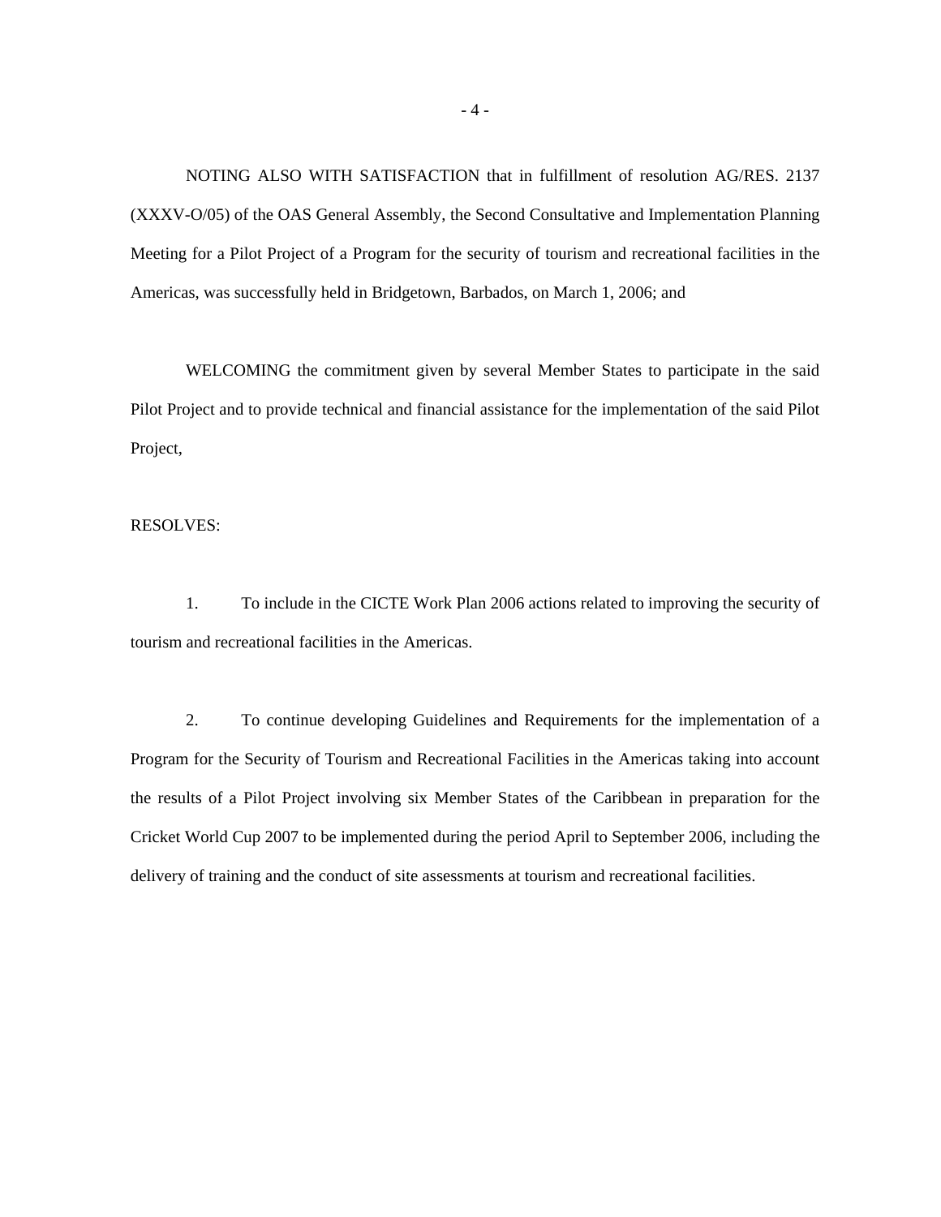NOTING ALSO WITH SATISFACTION that in fulfillment of resolution AG/RES. 2137 (XXXV-O/05) of the OAS General Assembly, the Second Consultative and Implementation Planning Meeting for a Pilot Project of a Program for the security of tourism and recreational facilities in the Americas, was successfully held in Bridgetown, Barbados, on March 1, 2006; and

WELCOMING the commitment given by several Member States to participate in the said Pilot Project and to provide technical and financial assistance for the implementation of the said Pilot Project,

RESOLVES:

1. To include in the CICTE Work Plan 2006 actions related to improving the security of tourism and recreational facilities in the Americas.

2. To continue developing Guidelines and Requirements for the implementation of a Program for the Security of Tourism and Recreational Facilities in the Americas taking into account the results of a Pilot Project involving six Member States of the Caribbean in preparation for the Cricket World Cup 2007 to be implemented during the period April to September 2006, including the delivery of training and the conduct of site assessments at tourism and recreational facilities.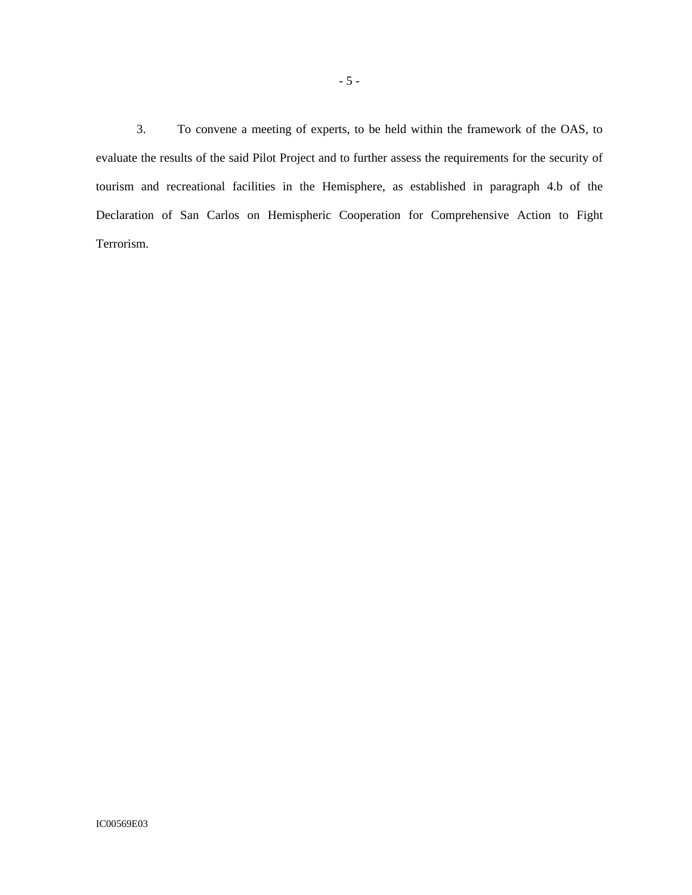3. To convene a meeting of experts, to be held within the framework of the OAS, to evaluate the results of the said Pilot Project and to further assess the requirements for the security of tourism and recreational facilities in the Hemisphere, as established in paragraph 4.b of the Declaration of San Carlos on Hemispheric Cooperation for Comprehensive Action to Fight Terrorism.

IC00569E03